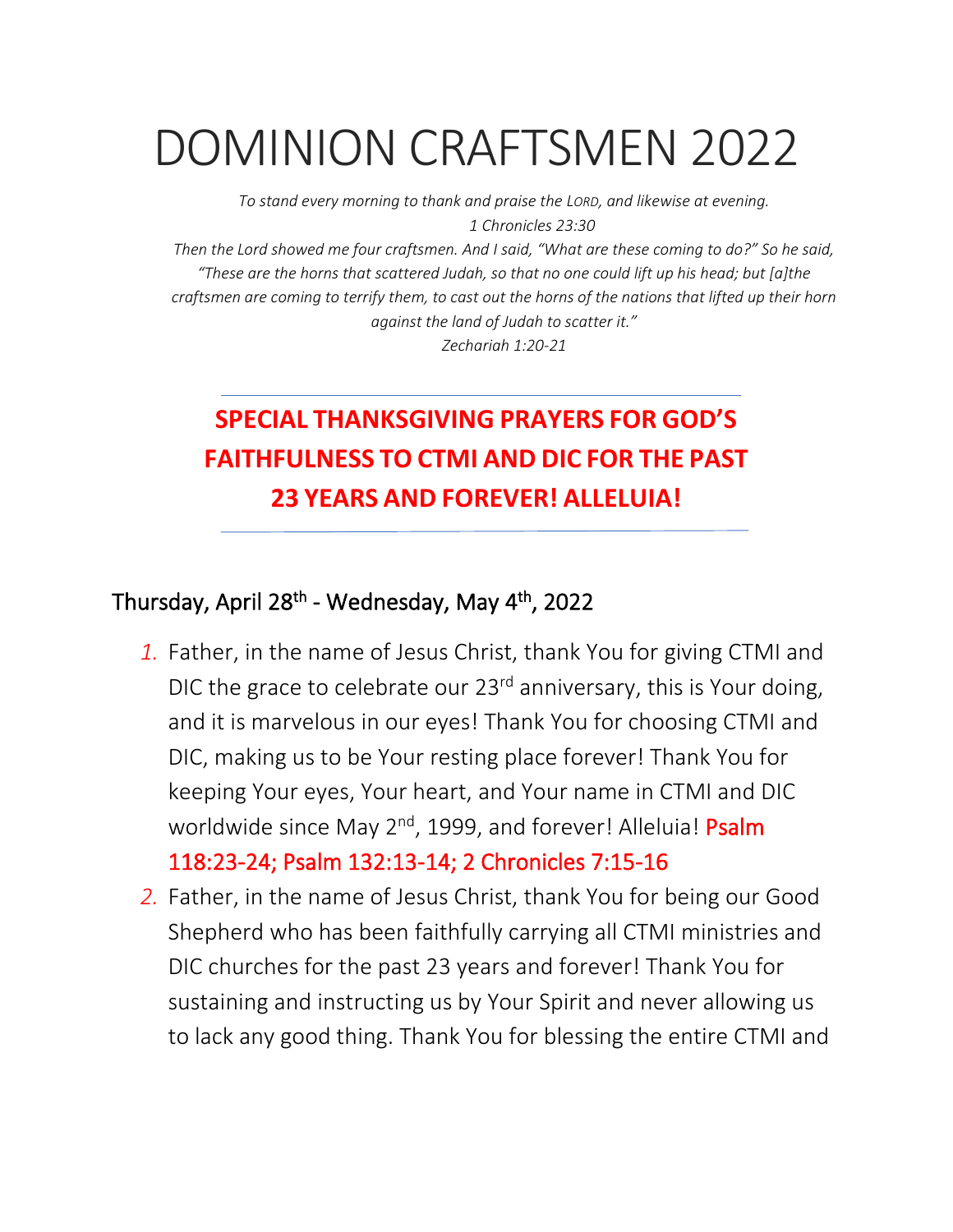# DOMINION CRAFTSMEN 2022

*To stand every morning to thank and praise the LORD, and likewise at evening.*
*1 Chronicles 23:30*
*Then the Lord showed me four craftsmen. And I said, "What are these coming to do?" So he said, "These are the horns that scattered Judah, so that no one could lift up his head; but [a]the craftsmen are coming to terrify them, to cast out the horns of the nations that lifted up their horn against the land of Judah to scatter it."*
*Zechariah 1:20-21*

---

## SPECIAL THANKSGIVING PRAYERS FOR GOD'S FAITHFULNESS TO CTMI AND DIC FOR THE PAST 23 YEARS AND FOREVER! ALLELUIA!

---

### Thursday, April 28th - Wednesday, May 4th, 2022

1. Father, in the name of Jesus Christ, thank You for giving CTMI and DIC the grace to celebrate our 23rd anniversary, this is Your doing, and it is marvelous in our eyes! Thank You for choosing CTMI and DIC, making us to be Your resting place forever! Thank You for keeping Your eyes, Your heart, and Your name in CTMI and DIC worldwide since May 2nd, 1999, and forever! Alleluia! Psalm 118:23-24; Psalm 132:13-14; 2 Chronicles 7:15-16
2. Father, in the name of Jesus Christ, thank You for being our Good Shepherd who has been faithfully carrying all CTMI ministries and DIC churches for the past 23 years and forever! Thank You for sustaining and instructing us by Your Spirit and never allowing us to lack any good thing. Thank You for blessing the entire CTMI and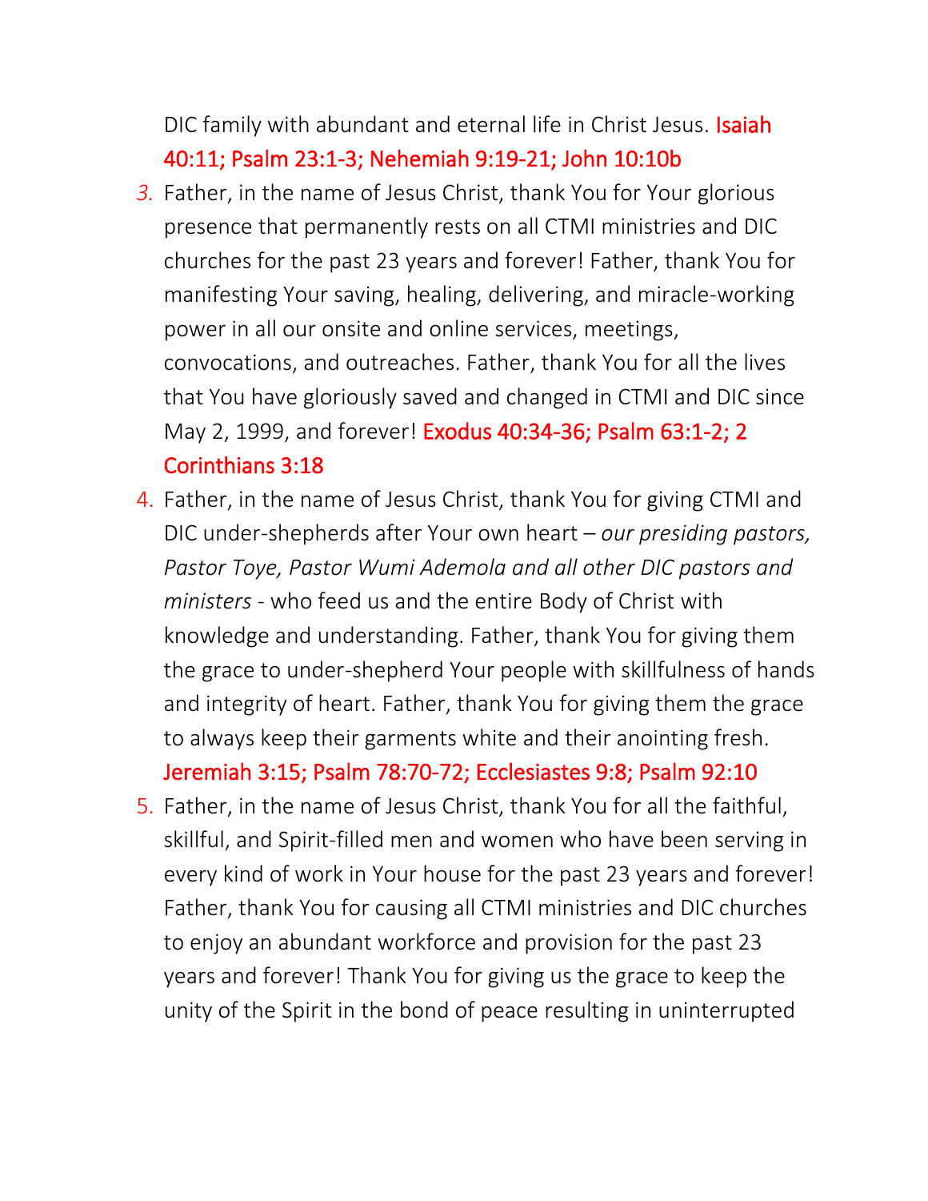DIC family with abundant and eternal life in Christ Jesus. Isaiah 40:11; Psalm 23:1-3; Nehemiah 9:19-21; John 10:10b

3. Father, in the name of Jesus Christ, thank You for Your glorious presence that permanently rests on all CTMI ministries and DIC churches for the past 23 years and forever! Father, thank You for manifesting Your saving, healing, delivering, and miracle-working power in all our onsite and online services, meetings, convocations, and outreaches. Father, thank You for all the lives that You have gloriously saved and changed in CTMI and DIC since May 2, 1999, and forever! Exodus 40:34-36; Psalm 63:1-2; 2 Corinthians 3:18
4. Father, in the name of Jesus Christ, thank You for giving CTMI and DIC under-shepherds after Your own heart – *our presiding pastors, Pastor Toye, Pastor Wumi Ademola and all other DIC pastors and ministers* - who feed us and the entire Body of Christ with knowledge and understanding. Father, thank You for giving them the grace to under-shepherd Your people with skillfulness of hands and integrity of heart. Father, thank You for giving them the grace to always keep their garments white and their anointing fresh. Jeremiah 3:15; Psalm 78:70-72; Ecclesiastes 9:8; Psalm 92:10
5. Father, in the name of Jesus Christ, thank You for all the faithful, skillful, and Spirit-filled men and women who have been serving in every kind of work in Your house for the past 23 years and forever! Father, thank You for causing all CTMI ministries and DIC churches to enjoy an abundant workforce and provision for the past 23 years and forever! Thank You for giving us the grace to keep the unity of the Spirit in the bond of peace resulting in uninterrupted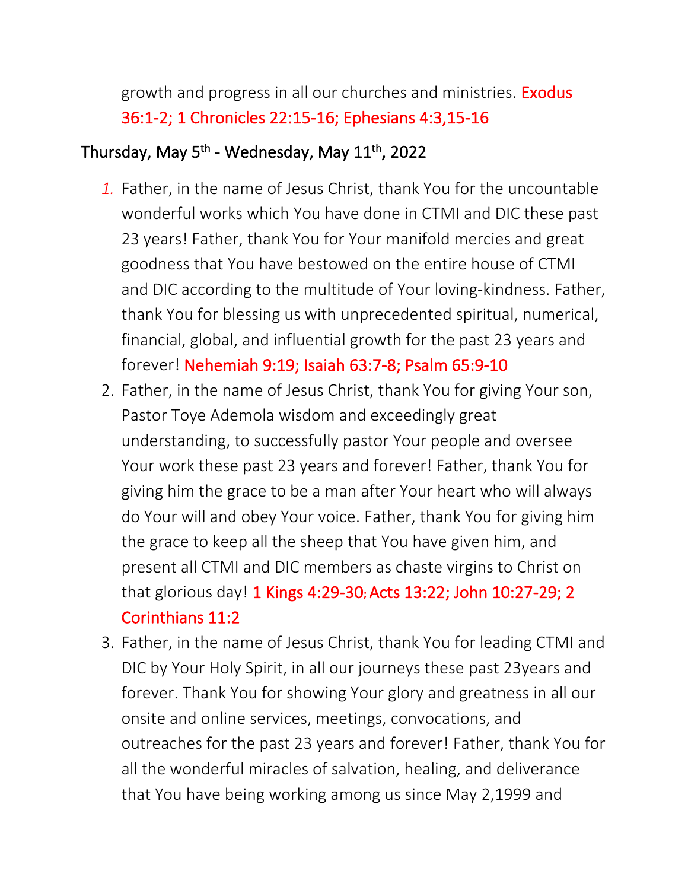growth and progress in all our churches and ministries. Exodus 36:1-2; 1 Chronicles 22:15-16; Ephesians 4:3,15-16

## Thursday, May 5th - Wednesday, May 11th, 2022

1. Father, in the name of Jesus Christ, thank You for the uncountable wonderful works which You have done in CTMI and DIC these past 23 years! Father, thank You for Your manifold mercies and great goodness that You have bestowed on the entire house of CTMI and DIC according to the multitude of Your loving-kindness. Father, thank You for blessing us with unprecedented spiritual, numerical, financial, global, and influential growth for the past 23 years and forever! Nehemiah 9:19; Isaiah 63:7-8; Psalm 65:9-10
2. Father, in the name of Jesus Christ, thank You for giving Your son, Pastor Toye Ademola wisdom and exceedingly great understanding, to successfully pastor Your people and oversee Your work these past 23 years and forever! Father, thank You for giving him the grace to be a man after Your heart who will always do Your will and obey Your voice. Father, thank You for giving him the grace to keep all the sheep that You have given him, and present all CTMI and DIC members as chaste virgins to Christ on that glorious day! 1 Kings 4:29-30; Acts 13:22; John 10:27-29; 2 Corinthians 11:2
3. Father, in the name of Jesus Christ, thank You for leading CTMI and DIC by Your Holy Spirit, in all our journeys these past 23years and forever. Thank You for showing Your glory and greatness in all our onsite and online services, meetings, convocations, and outreaches for the past 23 years and forever! Father, thank You for all the wonderful miracles of salvation, healing, and deliverance that You have being working among us since May 2,1999 and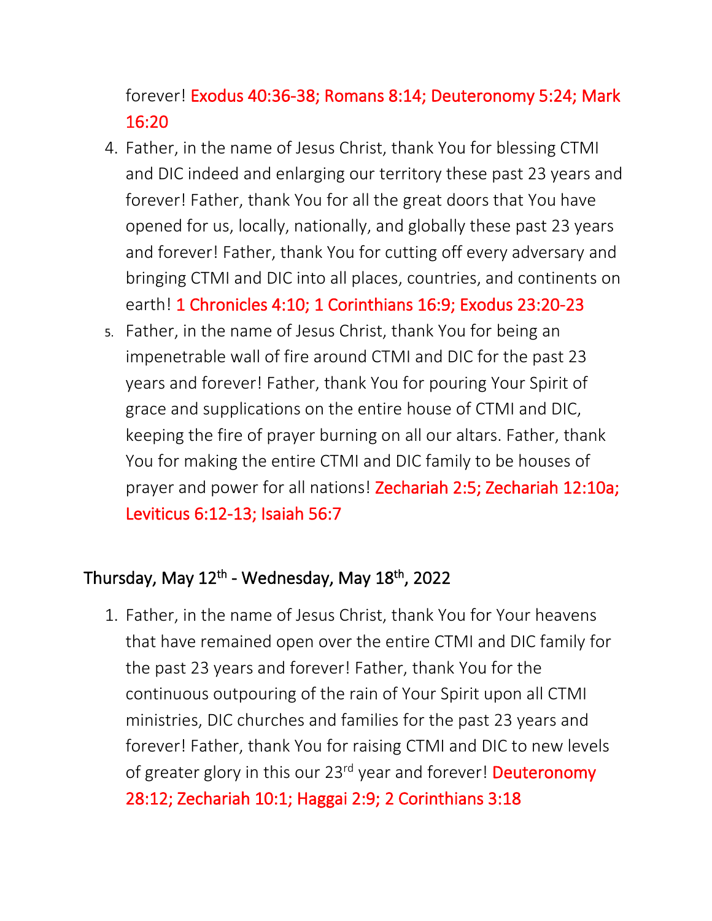forever! Exodus 40:36-38; Romans 8:14; Deuteronomy 5:24; Mark 16:20

4. Father, in the name of Jesus Christ, thank You for blessing CTMI and DIC indeed and enlarging our territory these past 23 years and forever! Father, thank You for all the great doors that You have opened for us, locally, nationally, and globally these past 23 years and forever! Father, thank You for cutting off every adversary and bringing CTMI and DIC into all places, countries, and continents on earth! 1 Chronicles 4:10; 1 Corinthians 16:9; Exodus 23:20-23
5. Father, in the name of Jesus Christ, thank You for being an impenetrable wall of fire around CTMI and DIC for the past 23 years and forever! Father, thank You for pouring Your Spirit of grace and supplications on the entire house of CTMI and DIC, keeping the fire of prayer burning on all our altars. Father, thank You for making the entire CTMI and DIC family to be houses of prayer and power for all nations! Zechariah 2:5; Zechariah 12:10a; Leviticus 6:12-13; Isaiah 56:7

## Thursday, May 12th - Wednesday, May 18th, 2022

1. Father, in the name of Jesus Christ, thank You for Your heavens that have remained open over the entire CTMI and DIC family for the past 23 years and forever! Father, thank You for the continuous outpouring of the rain of Your Spirit upon all CTMI ministries, DIC churches and families for the past 23 years and forever! Father, thank You for raising CTMI and DIC to new levels of greater glory in this our 23rd year and forever! Deuteronomy 28:12; Zechariah 10:1; Haggai 2:9; 2 Corinthians 3:18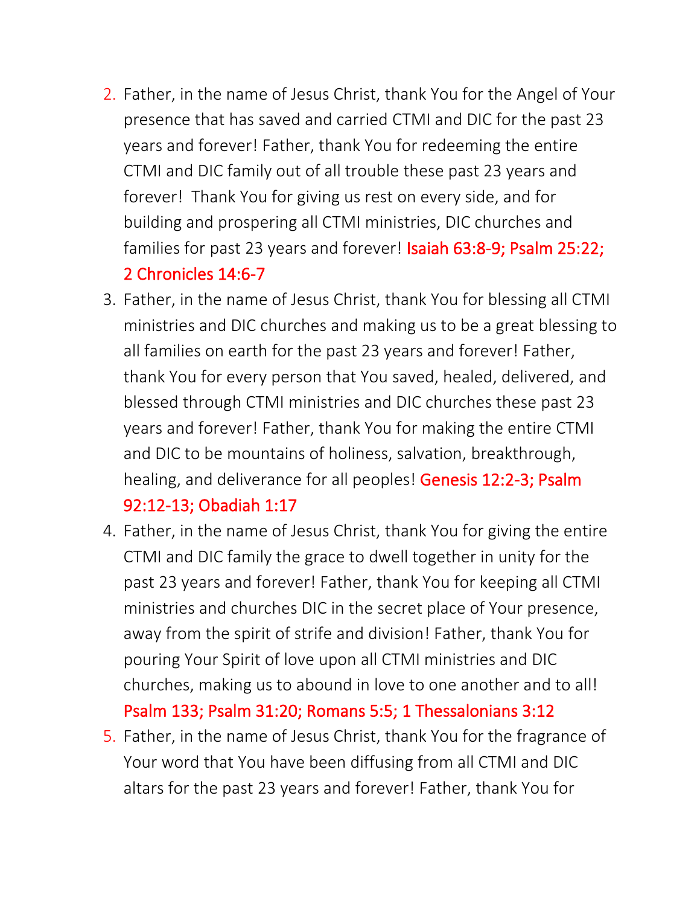2. Father, in the name of Jesus Christ, thank You for the Angel of Your presence that has saved and carried CTMI and DIC for the past 23 years and forever! Father, thank You for redeeming the entire CTMI and DIC family out of all trouble these past 23 years and forever! Thank You for giving us rest on every side, and for building and prospering all CTMI ministries, DIC churches and families for past 23 years and forever! Isaiah 63:8-9; Psalm 25:22; 2 Chronicles 14:6-7
3. Father, in the name of Jesus Christ, thank You for blessing all CTMI ministries and DIC churches and making us to be a great blessing to all families on earth for the past 23 years and forever! Father, thank You for every person that You saved, healed, delivered, and blessed through CTMI ministries and DIC churches these past 23 years and forever! Father, thank You for making the entire CTMI and DIC to be mountains of holiness, salvation, breakthrough, healing, and deliverance for all peoples! Genesis 12:2-3; Psalm 92:12-13; Obadiah 1:17
4. Father, in the name of Jesus Christ, thank You for giving the entire CTMI and DIC family the grace to dwell together in unity for the past 23 years and forever! Father, thank You for keeping all CTMI ministries and churches DIC in the secret place of Your presence, away from the spirit of strife and division! Father, thank You for pouring Your Spirit of love upon all CTMI ministries and DIC churches, making us to abound in love to one another and to all! Psalm 133; Psalm 31:20; Romans 5:5; 1 Thessalonians 3:12
5. Father, in the name of Jesus Christ, thank You for the fragrance of Your word that You have been diffusing from all CTMI and DIC altars for the past 23 years and forever! Father, thank You for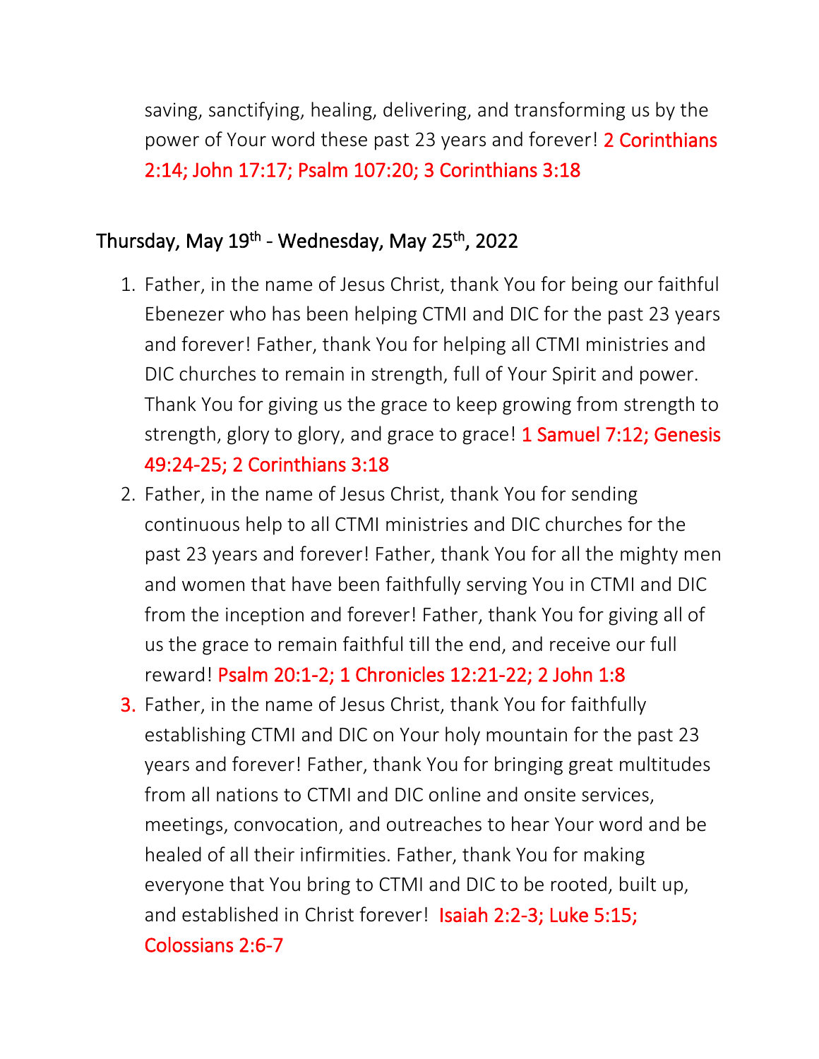saving, sanctifying, healing, delivering, and transforming us by the power of Your word these past 23 years and forever! 2 Corinthians 2:14; John 17:17; Psalm 107:20; 3 Corinthians 3:18

## Thursday, May 19th - Wednesday, May 25th, 2022

1. Father, in the name of Jesus Christ, thank You for being our faithful Ebenezer who has been helping CTMI and DIC for the past 23 years and forever! Father, thank You for helping all CTMI ministries and DIC churches to remain in strength, full of Your Spirit and power. Thank You for giving us the grace to keep growing from strength to strength, glory to glory, and grace to grace! 1 Samuel 7:12; Genesis 49:24-25; 2 Corinthians 3:18
2. Father, in the name of Jesus Christ, thank You for sending continuous help to all CTMI ministries and DIC churches for the past 23 years and forever! Father, thank You for all the mighty men and women that have been faithfully serving You in CTMI and DIC from the inception and forever! Father, thank You for giving all of us the grace to remain faithful till the end, and receive our full reward! Psalm 20:1-2; 1 Chronicles 12:21-22; 2 John 1:8
3. Father, in the name of Jesus Christ, thank You for faithfully establishing CTMI and DIC on Your holy mountain for the past 23 years and forever! Father, thank You for bringing great multitudes from all nations to CTMI and DIC online and onsite services, meetings, convocation, and outreaches to hear Your word and be healed of all their infirmities. Father, thank You for making everyone that You bring to CTMI and DIC to be rooted, built up, and established in Christ forever! Isaiah 2:2-3; Luke 5:15; Colossians 2:6-7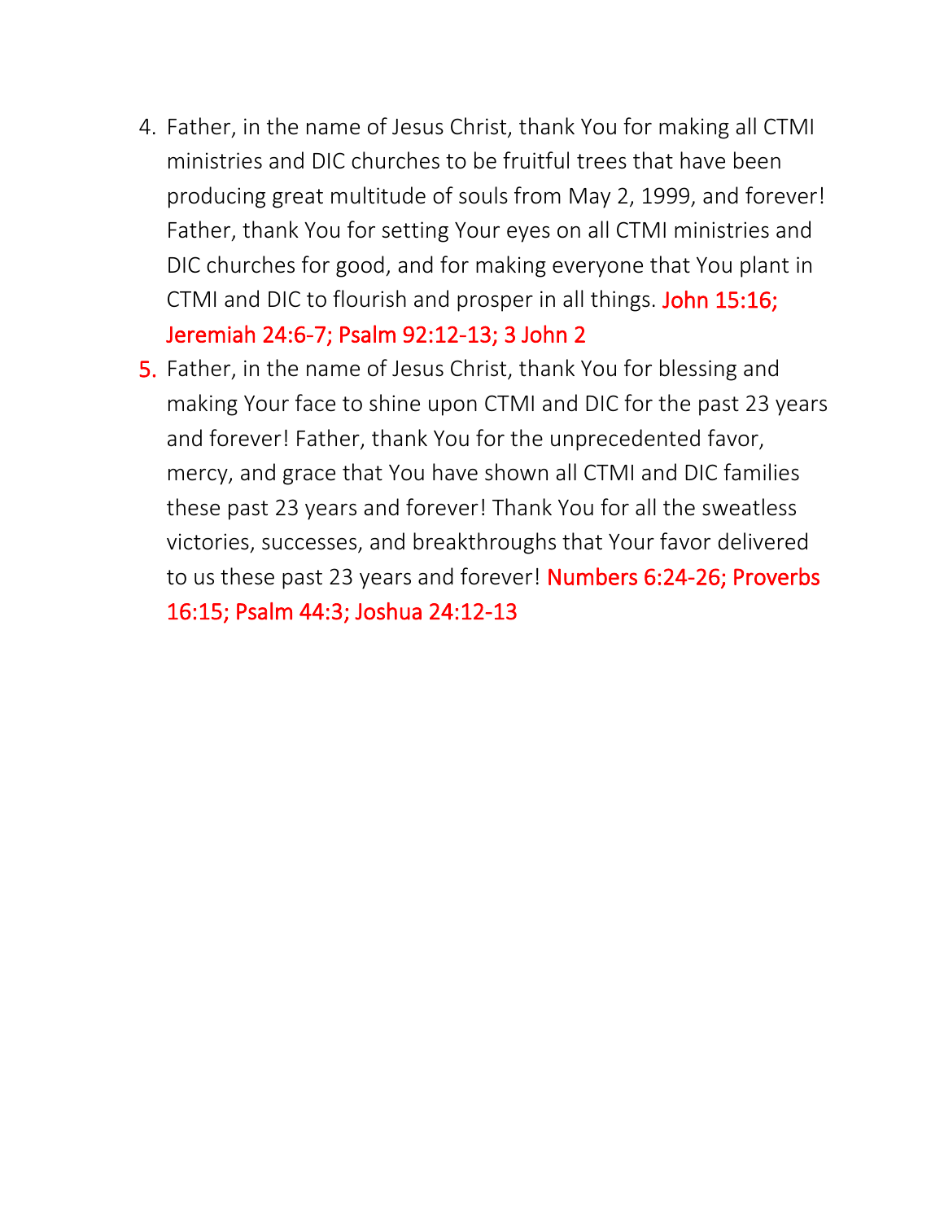4. Father, in the name of Jesus Christ, thank You for making all CTMI ministries and DIC churches to be fruitful trees that have been producing great multitude of souls from May 2, 1999, and forever! Father, thank You for setting Your eyes on all CTMI ministries and DIC churches for good, and for making everyone that You plant in CTMI and DIC to flourish and prosper in all things. John 15:16; Jeremiah 24:6-7; Psalm 92:12-13; 3 John 2
5. Father, in the name of Jesus Christ, thank You for blessing and making Your face to shine upon CTMI and DIC for the past 23 years and forever! Father, thank You for the unprecedented favor, mercy, and grace that You have shown all CTMI and DIC families these past 23 years and forever! Thank You for all the sweatless victories, successes, and breakthroughs that Your favor delivered to us these past 23 years and forever! Numbers 6:24-26; Proverbs 16:15; Psalm 44:3; Joshua 24:12-13